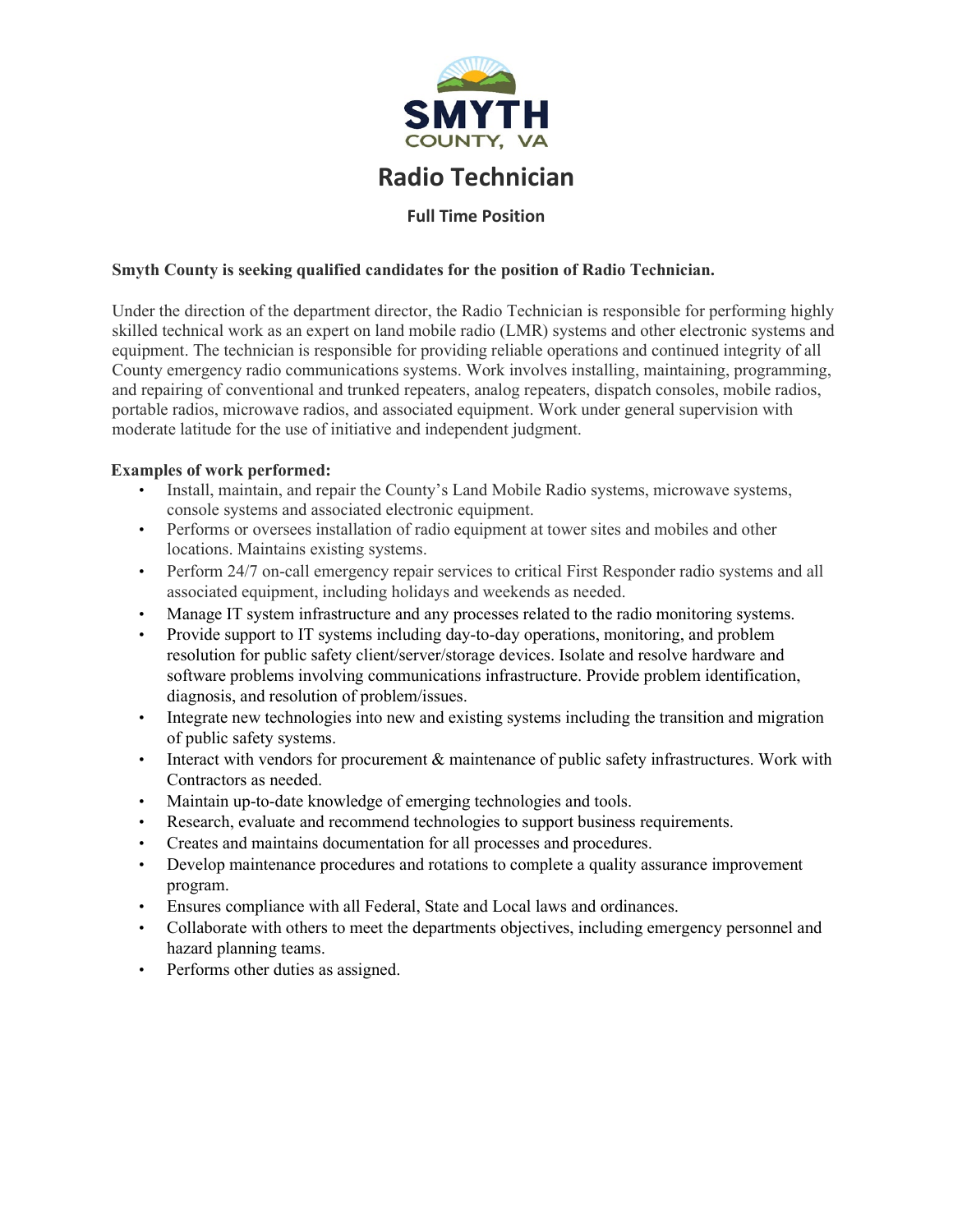SMYTH
COUNTY, VA

# Radio Technician

**Full Time Position**

**Smyth County is seeking qualified candidates for the position of Radio Technician.**

Under the direction of the department director, the Radio Technician is responsible for performing highly skilled technical work as an expert on land mobile radio (LMR) systems and other electronic systems and equipment. The technician is responsible for providing reliable operations and continued integrity of all County emergency radio communications systems. Work involves installing, maintaining, programming, and repairing of conventional and trunked repeaters, analog repeaters, dispatch consoles, mobile radios, portable radios, microwave radios, and associated equipment. Work under general supervision with moderate latitude for the use of initiative and independent judgment.

**Examples of work performed:**

- Install, maintain, and repair the County's Land Mobile Radio systems, microwave systems, console systems and associated electronic equipment.
- Performs or oversees installation of radio equipment at tower sites and mobiles and other locations. Maintains existing systems.
- Perform 24/7 on-call emergency repair services to critical First Responder radio systems and all associated equipment, including holidays and weekends as needed.
- Manage IT system infrastructure and any processes related to the radio monitoring systems.
- Provide support to IT systems including day-to-day operations, monitoring, and problem resolution for public safety client/server/storage devices. Isolate and resolve hardware and software problems involving communications infrastructure. Provide problem identification, diagnosis, and resolution of problem/issues.
- Integrate new technologies into new and existing systems including the transition and migration of public safety systems.
- Interact with vendors for procurement & maintenance of public safety infrastructures. Work with Contractors as needed.
- Maintain up-to-date knowledge of emerging technologies and tools.
- Research, evaluate and recommend technologies to support business requirements.
- Creates and maintains documentation for all processes and procedures.
- Develop maintenance procedures and rotations to complete a quality assurance improvement program.
- Ensures compliance with all Federal, State and Local laws and ordinances.
- Collaborate with others to meet the departments objectives, including emergency personnel and hazard planning teams.
- Performs other duties as assigned.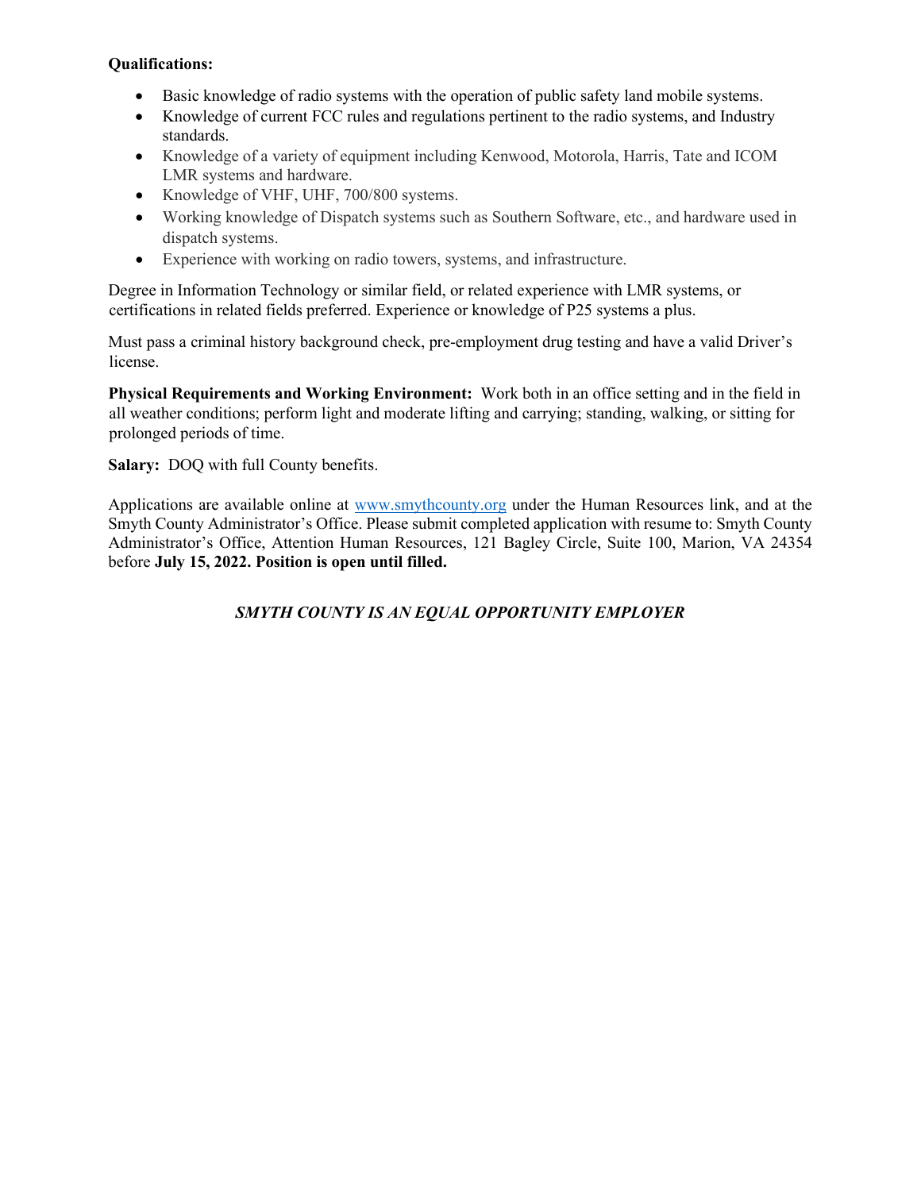**Qualifications:**

- Basic knowledge of radio systems with the operation of public safety land mobile systems.
- Knowledge of current FCC rules and regulations pertinent to the radio systems, and Industry standards.
- Knowledge of a variety of equipment including Kenwood, Motorola, Harris, Tate and ICOM LMR systems and hardware.
- Knowledge of VHF, UHF, 700/800 systems.
- Working knowledge of Dispatch systems such as Southern Software, etc., and hardware used in dispatch systems.
- Experience with working on radio towers, systems, and infrastructure.

Degree in Information Technology or similar field, or related experience with LMR systems, or certifications in related fields preferred. Experience or knowledge of P25 systems a plus.

Must pass a criminal history background check, pre-employment drug testing and have a valid Driver's license.

**Physical Requirements and Working Environment:** Work both in an office setting and in the field in all weather conditions; perform light and moderate lifting and carrying; standing, walking, or sitting for prolonged periods of time.

**Salary:** DOQ with full County benefits.

Applications are available online at www.smythcounty.org under the Human Resources link, and at the Smyth County Administrator's Office. Please submit completed application with resume to: Smyth County Administrator's Office, Attention Human Resources, 121 Bagley Circle, Suite 100, Marion, VA 24354 before **July 15, 2022. Position is open until filled.**

***SMYTH COUNTY IS AN EQUAL OPPORTUNITY EMPLOYER***